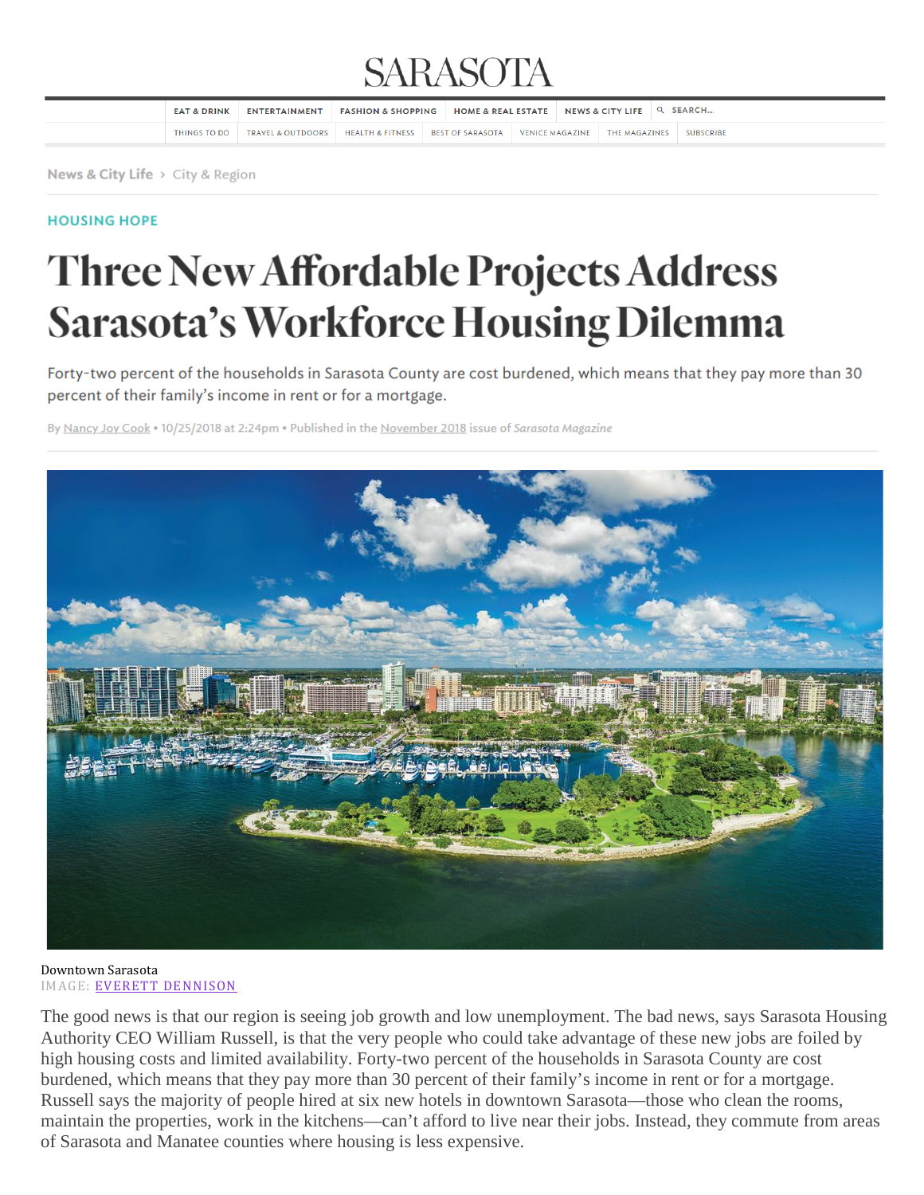SARASOTA

EAT & DRINK | ENTERTAINMENT | FASHION & SHOPPING | HOME & REAL ESTATE | NEWS & CITY LIFE | SEARCH...

THINGS TO DO | TRAVEL & OUTDOORS | HEALTH & FITNESS | BEST OF SARASOTA | VENICE MAGAZINE | THE MAGAZINES | SUBSCRIBE

News & City Life › City & Region

HOUSING HOPE

# Three New Affordable Projects Address Sarasota's Workforce Housing Dilemma

Forty-two percent of the households in Sarasota County are cost burdened, which means that they pay more than 30 percent of their family's income in rent or for a mortgage.

By Nancy Joy Cook • 10/25/2018 at 2:24pm • Published in the November 2018 issue of *Sarasota Magazine*

Downtown Sarasota
IMAGE: EVERETT DENNISON

The good news is that our region is seeing job growth and low unemployment. The bad news, says Sarasota Housing Authority CEO William Russell, is that the very people who could take advantage of these new jobs are foiled by high housing costs and limited availability. Forty-two percent of the households in Sarasota County are cost burdened, which means that they pay more than 30 percent of their family's income in rent or for a mortgage. Russell says the majority of people hired at six new hotels in downtown Sarasota—those who clean the rooms, maintain the properties, work in the kitchens—can't afford to live near their jobs. Instead, they commute from areas of Sarasota and Manatee counties where housing is less expensive.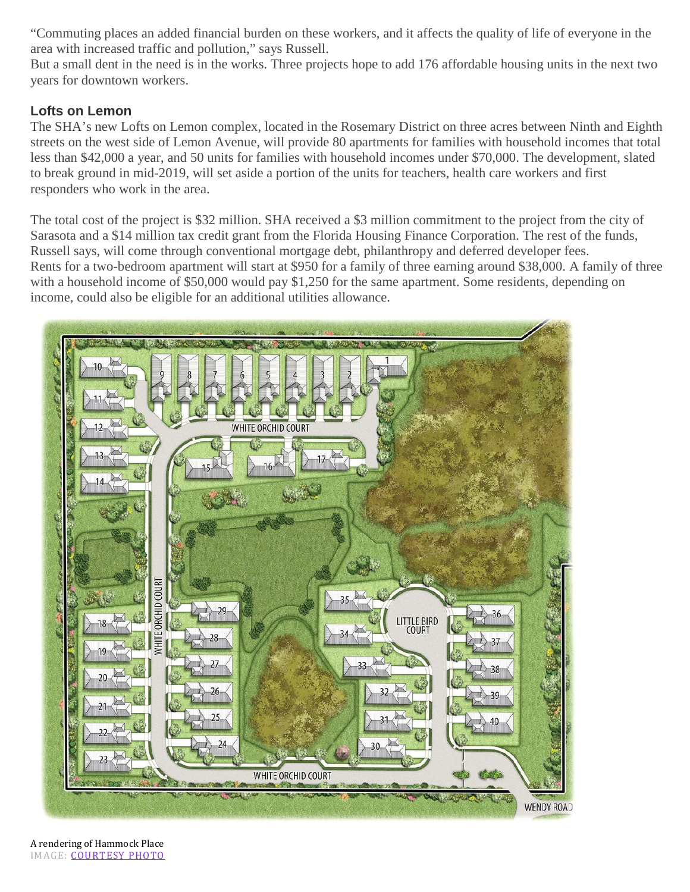"Commuting places an added financial burden on these workers, and it affects the quality of life of everyone in the area with increased traffic and pollution," says Russell.

But a small dent in the need is in the works. Three projects hope to add 176 affordable housing units in the next two years for downtown workers.

### Lofts on Lemon

The SHA's new Lofts on Lemon complex, located in the Rosemary District on three acres between Ninth and Eighth streets on the west side of Lemon Avenue, will provide 80 apartments for families with household incomes that total less than $42,000 a year, and 50 units for families with household incomes under $70,000. The development, slated to break ground in mid-2019, will set aside a portion of the units for teachers, health care workers and first responders who work in the area.

The total cost of the project is $32 million. SHA received a $3 million commitment to the project from the city of Sarasota and a $14 million tax credit grant from the Florida Housing Finance Corporation. The rest of the funds, Russell says, will come through conventional mortgage debt, philanthropy and deferred developer fees.

Rents for a two-bedroom apartment will start at $950 for a family of three earning around $38,000. A family of three with a household income of $50,000 would pay $1,250 for the same apartment. Some residents, depending on income, could also be eligible for an additional utilities allowance.

A rendering of Hammock Place

IMAGE: COURTESY PHOTO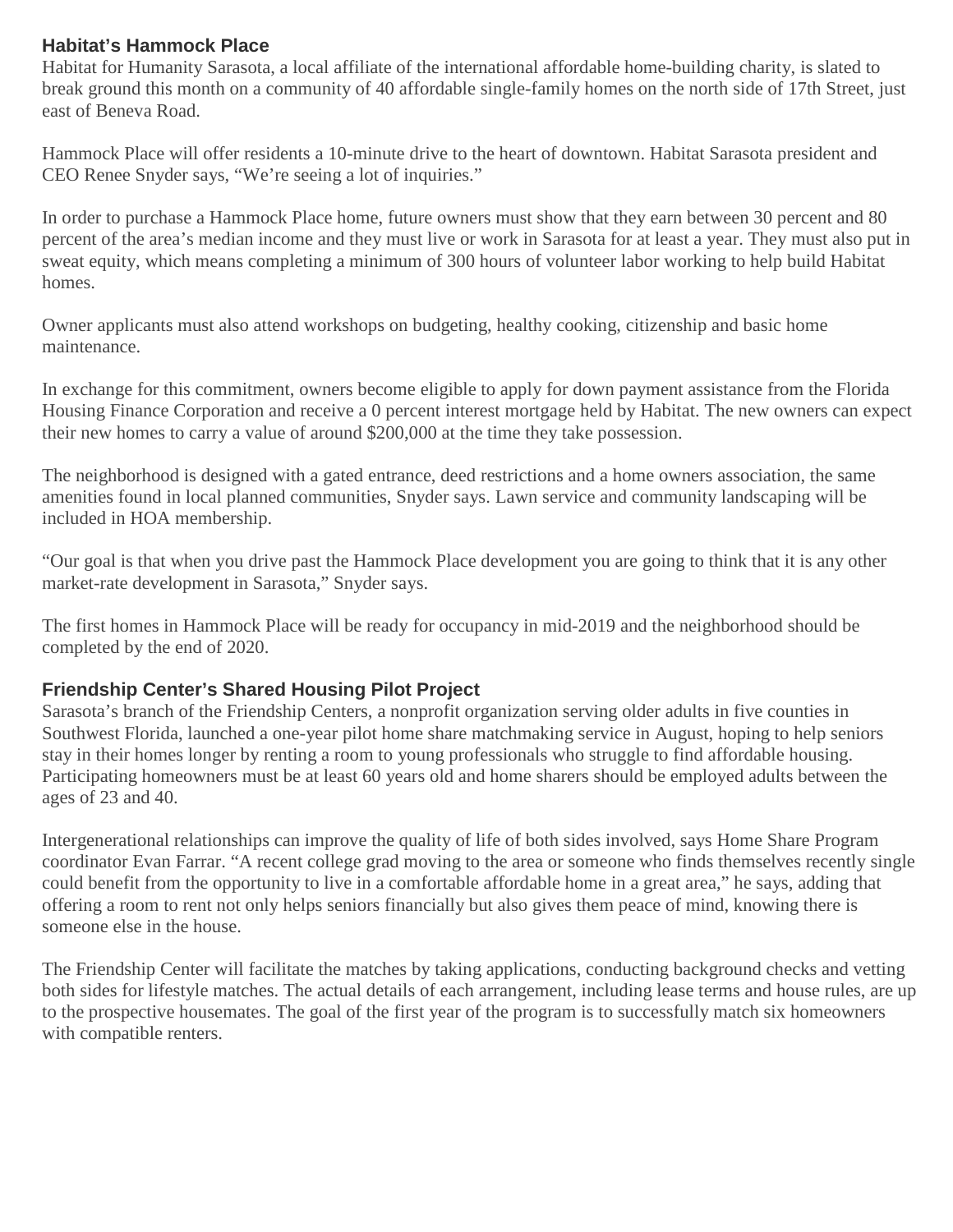## Habitat's Hammock Place

Habitat for Humanity Sarasota, a local affiliate of the international affordable home-building charity, is slated to break ground this month on a community of 40 affordable single-family homes on the north side of 17th Street, just east of Beneva Road.

Hammock Place will offer residents a 10-minute drive to the heart of downtown. Habitat Sarasota president and CEO Renee Snyder says, "We're seeing a lot of inquiries."

In order to purchase a Hammock Place home, future owners must show that they earn between 30 percent and 80 percent of the area's median income and they must live or work in Sarasota for at least a year. They must also put in sweat equity, which means completing a minimum of 300 hours of volunteer labor working to help build Habitat homes.

Owner applicants must also attend workshops on budgeting, healthy cooking, citizenship and basic home maintenance.

In exchange for this commitment, owners become eligible to apply for down payment assistance from the Florida Housing Finance Corporation and receive a 0 percent interest mortgage held by Habitat. The new owners can expect their new homes to carry a value of around $200,000 at the time they take possession.

The neighborhood is designed with a gated entrance, deed restrictions and a home owners association, the same amenities found in local planned communities, Snyder says. Lawn service and community landscaping will be included in HOA membership.

"Our goal is that when you drive past the Hammock Place development you are going to think that it is any other market-rate development in Sarasota," Snyder says.

The first homes in Hammock Place will be ready for occupancy in mid-2019 and the neighborhood should be completed by the end of 2020.

## Friendship Center's Shared Housing Pilot Project

Sarasota's branch of the Friendship Centers, a nonprofit organization serving older adults in five counties in Southwest Florida, launched a one-year pilot home share matchmaking service in August, hoping to help seniors stay in their homes longer by renting a room to young professionals who struggle to find affordable housing. Participating homeowners must be at least 60 years old and home sharers should be employed adults between the ages of 23 and 40.

Intergenerational relationships can improve the quality of life of both sides involved, says Home Share Program coordinator Evan Farrar. "A recent college grad moving to the area or someone who finds themselves recently single could benefit from the opportunity to live in a comfortable affordable home in a great area," he says, adding that offering a room to rent not only helps seniors financially but also gives them peace of mind, knowing there is someone else in the house.

The Friendship Center will facilitate the matches by taking applications, conducting background checks and vetting both sides for lifestyle matches. The actual details of each arrangement, including lease terms and house rules, are up to the prospective housemates. The goal of the first year of the program is to successfully match six homeowners with compatible renters.